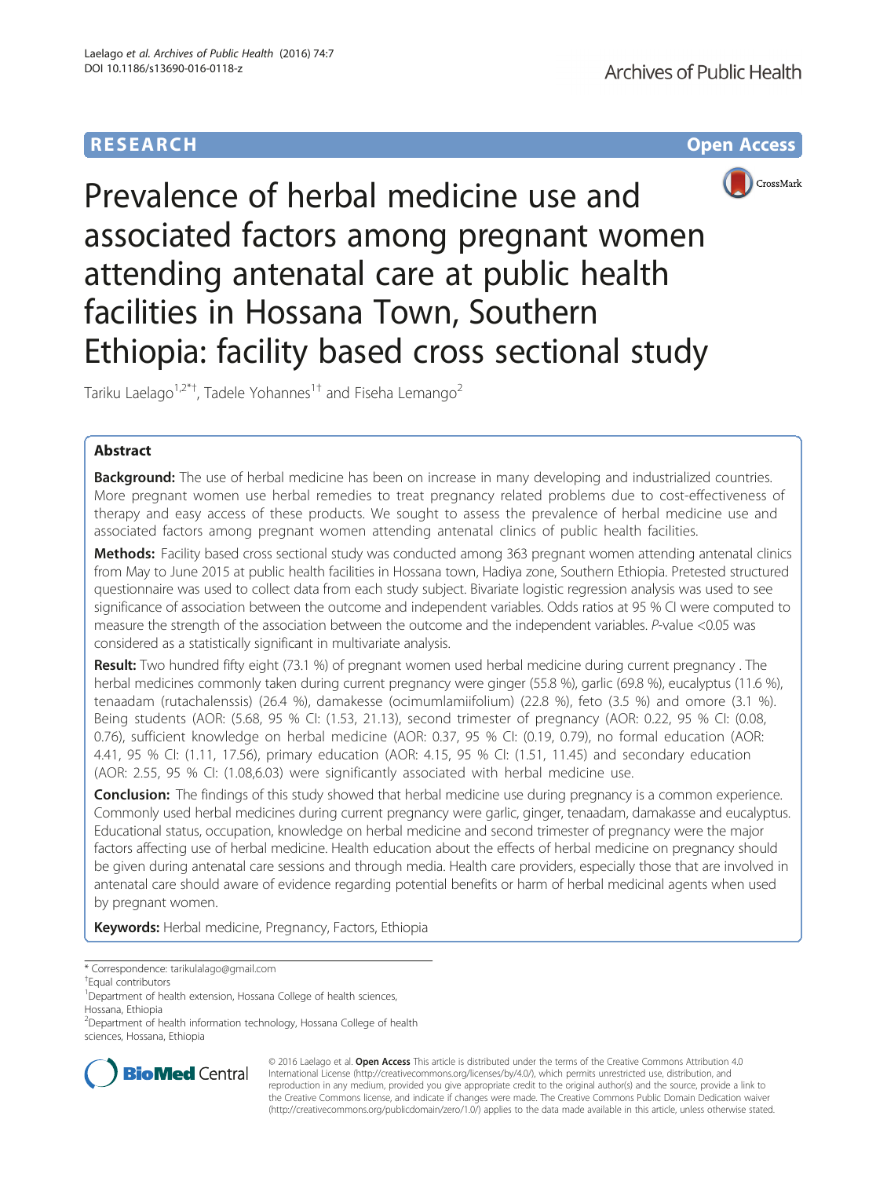RESEARCH Open Access

# Prevalence of herbal medicine use and associated factors among pregnant women attending antenatal care at public health facilities in Hossana Town, Southern Ethiopia: facility based cross sectional study

Tariku Laelago[1,2*†], Tadele Yohannes[1†] and Fiseha Lemango[2]

## Abstract

**Background:** The use of herbal medicine has been on increase in many developing and industrialized countries. More pregnant women use herbal remedies to treat pregnancy related problems due to cost-effectiveness of therapy and easy access of these products. We sought to assess the prevalence of herbal medicine use and associated factors among pregnant women attending antenatal clinics of public health facilities.

**Methods:** Facility based cross sectional study was conducted among 363 pregnant women attending antenatal clinics from May to June 2015 at public health facilities in Hossana town, Hadiya zone, Southern Ethiopia. Pretested structured questionnaire was used to collect data from each study subject. Bivariate logistic regression analysis was used to see significance of association between the outcome and independent variables. Odds ratios at 95 % CI were computed to measure the strength of the association between the outcome and the independent variables. *P*-value <0.05 was considered as a statistically significant in multivariate analysis.

**Result:** Two hundred fifty eight (73.1 %) of pregnant women used herbal medicine during current pregnancy . The herbal medicines commonly taken during current pregnancy were ginger (55.8 %), garlic (69.8 %), eucalyptus (11.6 %), tenaadam (rutachalenssis) (26.4 %), damakesse (ocimumlamiifolium) (22.8 %), feto (3.5 %) and omore (3.1 %). Being students (AOR: 5.68, 95 % CI: (1.53, 21.13), second trimester of pregnancy (AOR: 0.22, 95 % CI: (0.08, 0.76), sufficient knowledge on herbal medicine (AOR: 0.37, 95 % CI: (0.19, 0.79), no formal education (AOR: 4.41, 95 % CI: (1.11, 17.56), primary education (AOR: 4.15, 95 % CI: (1.51, 11.45) and secondary education (AOR: 2.55, 95 % CI: (1.08,6.03) were significantly associated with herbal medicine use.

**Conclusion:** The findings of this study showed that herbal medicine use during pregnancy is a common experience. Commonly used herbal medicines during current pregnancy were garlic, ginger, tenaadam, damakasse and eucalyptus. Educational status, occupation, knowledge on herbal medicine and second trimester of pregnancy were the major factors affecting use of herbal medicine. Health education about the effects of herbal medicine on pregnancy should be given during antenatal care sessions and through media. Health care providers, especially those that are involved in antenatal care should aware of evidence regarding potential benefits or harm of herbal medicinal agents when used by pregnant women.

**Keywords:** Herbal medicine, Pregnancy, Factors, Ethiopia

\* Correspondence: tarikulalago@gmail.com
†Equal contributors
[1]Department of health extension, Hossana College of health sciences, Hossana, Ethiopia
[2]Department of health information technology, Hossana College of health sciences, Hossana, Ethiopia

© 2016 Laelago et al. **Open Access** This article is distributed under the terms of the Creative Commons Attribution 4.0 International License (http://creativecommons.org/licenses/by/4.0/), which permits unrestricted use, distribution, and reproduction in any medium, provided you give appropriate credit to the original author(s) and the source, provide a link to the Creative Commons license, and indicate if changes were made. The Creative Commons Public Domain Dedication waiver (http://creativecommons.org/publicdomain/zero/1.0/) applies to the data made available in this article, unless otherwise stated.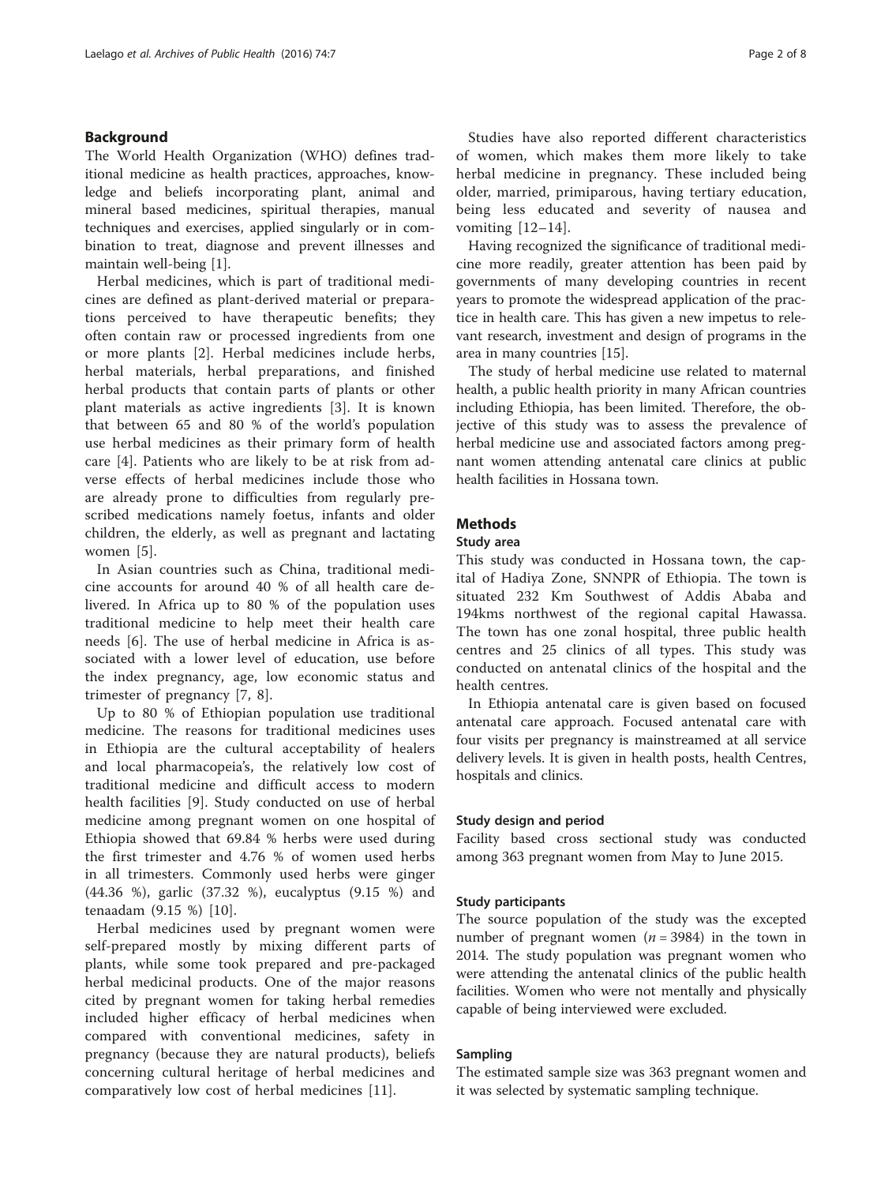## Background

The World Health Organization (WHO) defines traditional medicine as health practices, approaches, knowledge and beliefs incorporating plant, animal and mineral based medicines, spiritual therapies, manual techniques and exercises, applied singularly or in combination to treat, diagnose and prevent illnesses and maintain well-being [1].

Herbal medicines, which is part of traditional medicines are defined as plant-derived material or preparations perceived to have therapeutic benefits; they often contain raw or processed ingredients from one or more plants [2]. Herbal medicines include herbs, herbal materials, herbal preparations, and finished herbal products that contain parts of plants or other plant materials as active ingredients [3]. It is known that between 65 and 80 % of the world's population use herbal medicines as their primary form of health care [4]. Patients who are likely to be at risk from adverse effects of herbal medicines include those who are already prone to difficulties from regularly prescribed medications namely foetus, infants and older children, the elderly, as well as pregnant and lactating women [5].

In Asian countries such as China, traditional medicine accounts for around 40 % of all health care delivered. In Africa up to 80 % of the population uses traditional medicine to help meet their health care needs [6]. The use of herbal medicine in Africa is associated with a lower level of education, use before the index pregnancy, age, low economic status and trimester of pregnancy [7, 8].

Up to 80 % of Ethiopian population use traditional medicine. The reasons for traditional medicines uses in Ethiopia are the cultural acceptability of healers and local pharmacopeia's, the relatively low cost of traditional medicine and difficult access to modern health facilities [9]. Study conducted on use of herbal medicine among pregnant women on one hospital of Ethiopia showed that 69.84 % herbs were used during the first trimester and 4.76 % of women used herbs in all trimesters. Commonly used herbs were ginger (44.36 %), garlic (37.32 %), eucalyptus (9.15 %) and tenaadam (9.15 %) [10].

Herbal medicines used by pregnant women were self-prepared mostly by mixing different parts of plants, while some took prepared and pre-packaged herbal medicinal products. One of the major reasons cited by pregnant women for taking herbal remedies included higher efficacy of herbal medicines when compared with conventional medicines, safety in pregnancy (because they are natural products), beliefs concerning cultural heritage of herbal medicines and comparatively low cost of herbal medicines [11].

Studies have also reported different characteristics of women, which makes them more likely to take herbal medicine in pregnancy. These included being older, married, primiparous, having tertiary education, being less educated and severity of nausea and vomiting [12–14].

Having recognized the significance of traditional medicine more readily, greater attention has been paid by governments of many developing countries in recent years to promote the widespread application of the practice in health care. This has given a new impetus to relevant research, investment and design of programs in the area in many countries [15].

The study of herbal medicine use related to maternal health, a public health priority in many African countries including Ethiopia, has been limited. Therefore, the objective of this study was to assess the prevalence of herbal medicine use and associated factors among pregnant women attending antenatal care clinics at public health facilities in Hossana town.

## Methods

### Study area

This study was conducted in Hossana town, the capital of Hadiya Zone, SNNPR of Ethiopia. The town is situated 232 Km Southwest of Addis Ababa and 194kms northwest of the regional capital Hawassa. The town has one zonal hospital, three public health centres and 25 clinics of all types. This study was conducted on antenatal clinics of the hospital and the health centres.

In Ethiopia antenatal care is given based on focused antenatal care approach. Focused antenatal care with four visits per pregnancy is mainstreamed at all service delivery levels. It is given in health posts, health Centres, hospitals and clinics.

### Study design and period

Facility based cross sectional study was conducted among 363 pregnant women from May to June 2015.

### Study participants

The source population of the study was the excepted number of pregnant women ($n = 3984$) in the town in 2014. The study population was pregnant women who were attending the antenatal clinics of the public health facilities. Women who were not mentally and physically capable of being interviewed were excluded.

### Sampling

The estimated sample size was 363 pregnant women and it was selected by systematic sampling technique.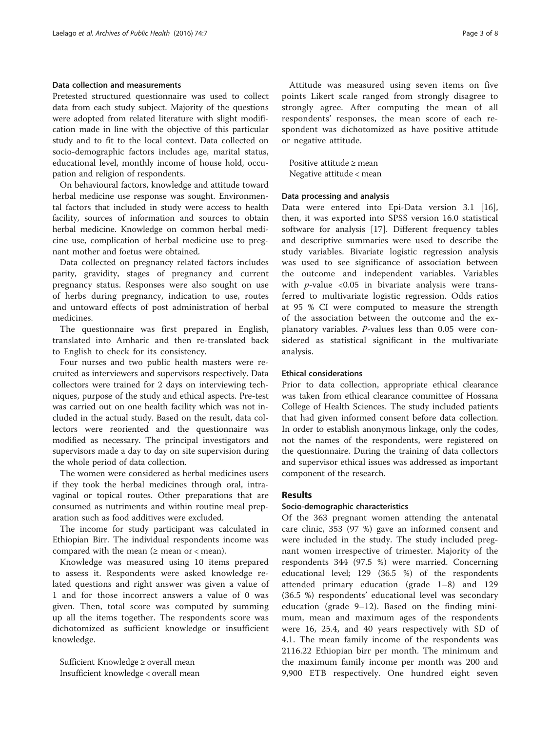### Data collection and measurements

Pretested structured questionnaire was used to collect data from each study subject. Majority of the questions were adopted from related literature with slight modification made in line with the objective of this particular study and to fit to the local context. Data collected on socio-demographic factors includes age, marital status, educational level, monthly income of house hold, occupation and religion of respondents.

On behavioural factors, knowledge and attitude toward herbal medicine use response was sought. Environmental factors that included in study were access to health facility, sources of information and sources to obtain herbal medicine. Knowledge on common herbal medicine use, complication of herbal medicine use to pregnant mother and foetus were obtained.

Data collected on pregnancy related factors includes parity, gravidity, stages of pregnancy and current pregnancy status. Responses were also sought on use of herbs during pregnancy, indication to use, routes and untoward effects of post administration of herbal medicines.

The questionnaire was first prepared in English, translated into Amharic and then re-translated back to English to check for its consistency.

Four nurses and two public health masters were recruited as interviewers and supervisors respectively. Data collectors were trained for 2 days on interviewing techniques, purpose of the study and ethical aspects. Pre-test was carried out on one health facility which was not included in the actual study. Based on the result, data collectors were reoriented and the questionnaire was modified as necessary. The principal investigators and supervisors made a day to day on site supervision during the whole period of data collection.

The women were considered as herbal medicines users if they took the herbal medicines through oral, intravaginal or topical routes. Other preparations that are consumed as nutriments and within routine meal preparation such as food additives were excluded.

The income for study participant was calculated in Ethiopian Birr. The individual respondents income was compared with the mean (≥ mean or < mean).

Knowledge was measured using 10 items prepared to assess it. Respondents were asked knowledge related questions and right answer was given a value of 1 and for those incorrect answers a value of 0 was given. Then, total score was computed by summing up all the items together. The respondents score was dichotomized as sufficient knowledge or insufficient knowledge.

Sufficient Knowledge ≥ overall mean
Insufficient knowledge < overall mean

Attitude was measured using seven items on five points Likert scale ranged from strongly disagree to strongly agree. After computing the mean of all respondents' responses, the mean score of each respondent was dichotomized as have positive attitude or negative attitude.

Positive attitude ≥ mean
Negative attitude < mean

### Data processing and analysis

Data were entered into Epi-Data version 3.1 [16], then, it was exported into SPSS version 16.0 statistical software for analysis [17]. Different frequency tables and descriptive summaries were used to describe the study variables. Bivariate logistic regression analysis was used to see significance of association between the outcome and independent variables. Variables with *p*-value <0.05 in bivariate analysis were transferred to multivariate logistic regression. Odds ratios at 95 % CI were computed to measure the strength of the association between the outcome and the explanatory variables. *P*-values less than 0.05 were considered as statistical significant in the multivariate analysis.

### Ethical considerations

Prior to data collection, appropriate ethical clearance was taken from ethical clearance committee of Hossana College of Health Sciences. The study included patients that had given informed consent before data collection. In order to establish anonymous linkage, only the codes, not the names of the respondents, were registered on the questionnaire. During the training of data collectors and supervisor ethical issues was addressed as important component of the research.

## Results

### Socio-demographic characteristics

Of the 363 pregnant women attending the antenatal care clinic, 353 (97 %) gave an informed consent and were included in the study. The study included pregnant women irrespective of trimester. Majority of the respondents 344 (97.5 %) were married. Concerning educational level; 129 (36.5 %) of the respondents attended primary education (grade 1–8) and 129 (36.5 %) respondents' educational level was secondary education (grade 9–12). Based on the finding minimum, mean and maximum ages of the respondents were 16, 25.4, and 40 years respectively with SD of 4.1. The mean family income of the respondents was 2116.22 Ethiopian birr per month. The minimum and the maximum family income per month was 200 and 9,900 ETB respectively. One hundred eight seven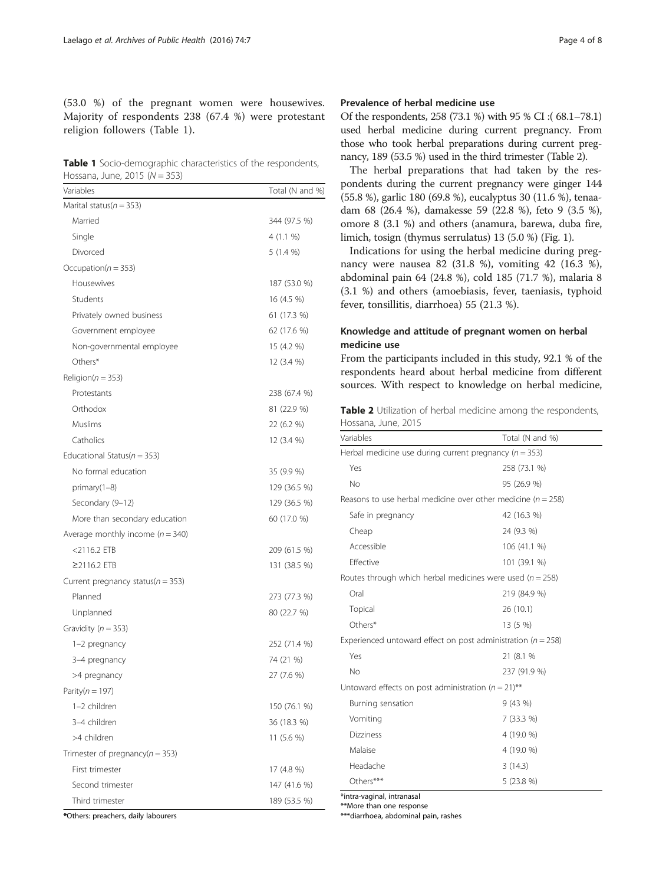(53.0 %) of the pregnant women were housewives. Majority of respondents 238 (67.4 %) were protestant religion followers (Table 1).

**Table 1** Socio-demographic characteristics of the respondents, Hossana, June, 2015 (N = 353)

| Variables | Total (N and %) |
|---|---|
| Marital status(n = 353) | |
| Married | 344 (97.5 %) |
| Single | 4 (1.1 %) |
| Divorced | 5 (1.4 %) |
| Occupation(n = 353) | |
| Housewives | 187 (53.0 %) |
| Students | 16 (4.5 %) |
| Privately owned business | 61 (17.3 %) |
| Government employee | 62 (17.6 %) |
| Non-governmental employee | 15 (4.2 %) |
| Others* | 12 (3.4 %) |
| Religion(n = 353) | |
| Protestants | 238 (67.4 %) |
| Orthodox | 81 (22.9 %) |
| Muslims | 22 (6.2 %) |
| Catholics | 12 (3.4 %) |
| Educational Status(n = 353) | |
| No formal education | 35 (9.9 %) |
| primary(1–8) | 129 (36.5 %) |
| Secondary (9–12) | 129 (36.5 %) |
| More than secondary education | 60 (17.0 %) |
| Average monthly income (n = 340) | |
| <2116.2 ETB | 209 (61.5 %) |
| ≥2116.2 ETB | 131 (38.5 %) |
| Current pregnancy status(n = 353) | |
| Planned | 273 (77.3 %) |
| Unplanned | 80 (22.7 %) |
| Gravidity (n = 353) | |
| 1–2 pregnancy | 252 (71.4 %) |
| 3–4 pregnancy | 74 (21 %) |
| >4 pregnancy | 27 (7.6 %) |
| Parity(n = 197) | |
| 1–2 children | 150 (76.1 %) |
| 3–4 children | 36 (18.3 %) |
| >4 children | 11 (5.6 %) |
| Trimester of pregnancy(n = 353) | |
| First trimester | 17 (4.8 %) |
| Second trimester | 147 (41.6 %) |
| Third trimester | 189 (53.5 %) |

*Others: preachers, daily labourers

### Prevalence of herbal medicine use

Of the respondents, 258 (73.1 %) with 95 % CI :( 68.1–78.1) used herbal medicine during current pregnancy. From those who took herbal preparations during current pregnancy, 189 (53.5 %) used in the third trimester (Table 2).

The herbal preparations that had taken by the respondents during the current pregnancy were ginger 144 (55.8 %), garlic 180 (69.8 %), eucalyptus 30 (11.6 %), tenaadam 68 (26.4 %), damakesse 59 (22.8 %), feto 9 (3.5 %), omore 8 (3.1 %) and others (anamura, barewa, duba fire, limich, tosign (thymus serrulatus) 13 (5.0 %) (Fig. 1).

Indications for using the herbal medicine during pregnancy were nausea 82 (31.8 %), vomiting 42 (16.3 %), abdominal pain 64 (24.8 %), cold 185 (71.7 %), malaria 8 (3.1 %) and others (amoebiasis, fever, taeniasis, typhoid fever, tonsillitis, diarrhoea) 55 (21.3 %).

### Knowledge and attitude of pregnant women on herbal medicine use

From the participants included in this study, 92.1 % of the respondents heard about herbal medicine from different sources. With respect to knowledge on herbal medicine,

**Table 2** Utilization of herbal medicine among the respondents, Hossana, June, 2015

| Variables | Total (N and %) |
|---|---|
| Herbal medicine use during current pregnancy (n = 353) | |
| Yes | 258 (73.1 %) |
| No | 95 (26.9 %) |
| Reasons to use herbal medicine over other medicine (n = 258) | |
| Safe in pregnancy | 42 (16.3 %) |
| Cheap | 24 (9.3 %) |
| Accessible | 106 (41.1 %) |
| Effective | 101 (39.1 %) |
| Routes through which herbal medicines were used (n = 258) | |
| Oral | 219 (84.9 %) |
| Topical | 26 (10.1) |
| Others* | 13 (5 %) |
| Experienced untoward effect on post administration (n = 258) | |
| Yes | 21 (8.1 % |
| No | 237 (91.9 %) |
| Untoward effects on post administration (n = 21)** | |
| Burning sensation | 9 (43 %) |
| Vomiting | 7 (33.3 %) |
| Dizziness | 4 (19.0 %) |
| Malaise | 4 (19.0 %) |
| Headache | 3 (14.3) |
| Others*** | 5 (23.8 %) |

*intra-vaginal, intranasal
**More than one response
***diarrhoea, abdominal pain, rashes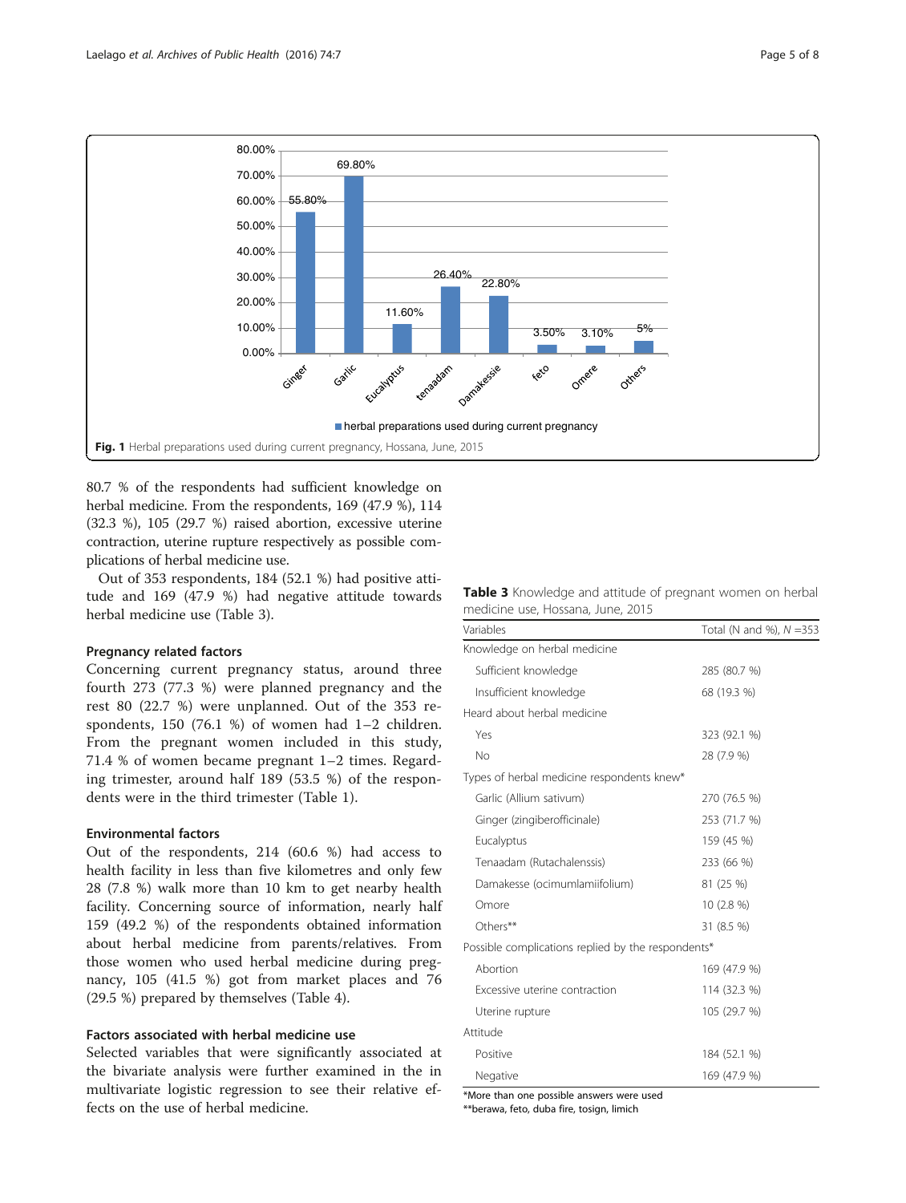Fig. 1 Herbal preparations used during current pregnancy, Hossana, June, 2015

80.7 % of the respondents had sufficient knowledge on herbal medicine. From the respondents, 169 (47.9 %), 114 (32.3 %), 105 (29.7 %) raised abortion, excessive uterine contraction, uterine rupture respectively as possible complications of herbal medicine use.

Out of 353 respondents, 184 (52.1 %) had positive attitude and 169 (47.9 %) had negative attitude towards herbal medicine use (Table 3).

### Pregnancy related factors

Concerning current pregnancy status, around three fourth 273 (77.3 %) were planned pregnancy and the rest 80 (22.7 %) were unplanned. Out of the 353 respondents, 150 (76.1 %) of women had 1–2 children. From the pregnant women included in this study, 71.4 % of women became pregnant 1–2 times. Regarding trimester, around half 189 (53.5 %) of the respondents were in the third trimester (Table 1).

### Environmental factors

Out of the respondents, 214 (60.6 %) had access to health facility in less than five kilometres and only few 28 (7.8 %) walk more than 10 km to get nearby health facility. Concerning source of information, nearly half 159 (49.2 %) of the respondents obtained information about herbal medicine from parents/relatives. From those women who used herbal medicine during pregnancy, 105 (41.5 %) got from market places and 76 (29.5 %) prepared by themselves (Table 4).

### Factors associated with herbal medicine use

Selected variables that were significantly associated at the bivariate analysis were further examined in the in multivariate logistic regression to see their relative effects on the use of herbal medicine.

**Table 3** Knowledge and attitude of pregnant women on herbal medicine use, Hossana, June, 2015

| Variables | Total (N and %), N =353 |
|---|---|
| Knowledge on herbal medicine | |
| Sufficient knowledge | 285 (80.7 %) |
| Insufficient knowledge | 68 (19.3 %) |
| Heard about herbal medicine | |
| Yes | 323 (92.1 %) |
| No | 28 (7.9 %) |
| Types of herbal medicine respondents knew* | |
| Garlic (Allium sativum) | 270 (76.5 %) |
| Ginger (zingiberofficinale) | 253 (71.7 %) |
| Eucalyptus | 159 (45 %) |
| Tenaadam (Rutachalenssis) | 233 (66 %) |
| Damakesse (ocimumlamiifolium) | 81 (25 %) |
| Omore | 10 (2.8 %) |
| Others** | 31 (8.5 %) |
| Possible complications replied by the respondents* | |
| Abortion | 169 (47.9 %) |
| Excessive uterine contraction | 114 (32.3 %) |
| Uterine rupture | 105 (29.7 %) |
| Attitude | |
| Positive | 184 (52.1 %) |
| Negative | 169 (47.9 %) |

*More than one possible answers were used
**berawa, feto, duba fire, tosign, limich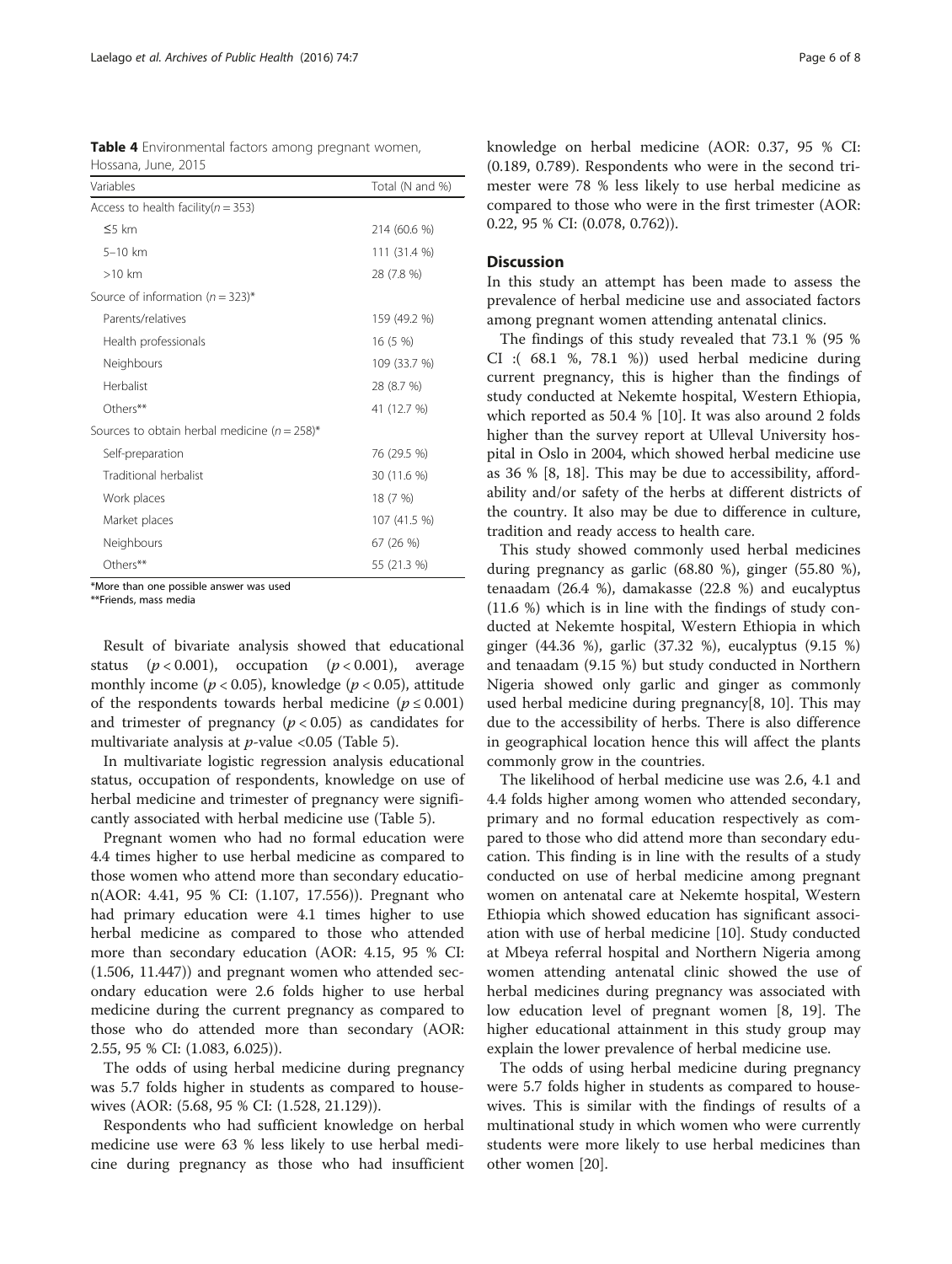**Table 4** Environmental factors among pregnant women, Hossana, June, 2015

| Variables | Total (N and %) |
| --- | --- |
| Access to health facility($n = 353$) | |
| ≤5 km | 214 (60.6 %) |
| 5–10 km | 111 (31.4 %) |
| >10 km | 28 (7.8 %) |
| Source of information ($n = 323$)* | |
| Parents/relatives | 159 (49.2 %) |
| Health professionals | 16 (5 %) |
| Neighbours | 109 (33.7 %) |
| Herbalist | 28 (8.7 %) |
| Others** | 41 (12.7 %) |
| Sources to obtain herbal medicine ($n = 258$)* | |
| Self-preparation | 76 (29.5 %) |
| Traditional herbalist | 30 (11.6 %) |
| Work places | 18 (7 %) |
| Market places | 107 (41.5 %) |
| Neighbours | 67 (26 %) |
| Others** | 55 (21.3 %) |

*More than one possible answer was used
**Friends, mass media

Result of bivariate analysis showed that educational status ($p < 0.001$), occupation ($p < 0.001$), average monthly income ($p < 0.05$), knowledge ($p < 0.05$), attitude of the respondents towards herbal medicine ($p \leq 0.001$) and trimester of pregnancy ($p < 0.05$) as candidates for multivariate analysis at $p$-value <0.05 (Table 5).

In multivariate logistic regression analysis educational status, occupation of respondents, knowledge on use of herbal medicine and trimester of pregnancy were significantly associated with herbal medicine use (Table 5).

Pregnant women who had no formal education were 4.4 times higher to use herbal medicine as compared to those women who attend more than secondary education(AOR: 4.41, 95 % CI: (1.107, 17.556)). Pregnant who had primary education were 4.1 times higher to use herbal medicine as compared to those who attended more than secondary education (AOR: 4.15, 95 % CI: (1.506, 11.447)) and pregnant women who attended secondary education were 2.6 folds higher to use herbal medicine during the current pregnancy as compared to those who do attended more than secondary (AOR: 2.55, 95 % CI: (1.083, 6.025)).

The odds of using herbal medicine during pregnancy was 5.7 folds higher in students as compared to housewives (AOR: (5.68, 95 % CI: (1.528, 21.129)).

Respondents who had sufficient knowledge on herbal medicine use were 63 % less likely to use herbal medicine during pregnancy as those who had insufficient knowledge on herbal medicine (AOR: 0.37, 95 % CI: (0.189, 0.789). Respondents who were in the second trimester were 78 % less likely to use herbal medicine as compared to those who were in the first trimester (AOR: 0.22, 95 % CI: (0.078, 0.762)).

## Discussion

In this study an attempt has been made to assess the prevalence of herbal medicine use and associated factors among pregnant women attending antenatal clinics.

The findings of this study revealed that 73.1 % (95 % CI :( 68.1 %, 78.1 %)) used herbal medicine during current pregnancy, this is higher than the findings of study conducted at Nekemte hospital, Western Ethiopia, which reported as 50.4 % [10]. It was also around 2 folds higher than the survey report at Ulleval University hospital in Oslo in 2004, which showed herbal medicine use as 36 % [8, 18]. This may be due to accessibility, affordability and/or safety of the herbs at different districts of the country. It also may be due to difference in culture, tradition and ready access to health care.

This study showed commonly used herbal medicines during pregnancy as garlic (68.80 %), ginger (55.80 %), tenaadam (26.4 %), damakasse (22.8 %) and eucalyptus (11.6 %) which is in line with the findings of study conducted at Nekemte hospital, Western Ethiopia in which ginger (44.36 %), garlic (37.32 %), eucalyptus (9.15 %) and tenaadam (9.15 %) but study conducted in Northern Nigeria showed only garlic and ginger as commonly used herbal medicine during pregnancy[8, 10]. This may due to the accessibility of herbs. There is also difference in geographical location hence this will affect the plants commonly grow in the countries.

The likelihood of herbal medicine use was 2.6, 4.1 and 4.4 folds higher among women who attended secondary, primary and no formal education respectively as compared to those who did attend more than secondary education. This finding is in line with the results of a study conducted on use of herbal medicine among pregnant women on antenatal care at Nekemte hospital, Western Ethiopia which showed education has significant association with use of herbal medicine [10]. Study conducted at Mbeya referral hospital and Northern Nigeria among women attending antenatal clinic showed the use of herbal medicines during pregnancy was associated with low education level of pregnant women [8, 19]. The higher educational attainment in this study group may explain the lower prevalence of herbal medicine use.

The odds of using herbal medicine during pregnancy were 5.7 folds higher in students as compared to housewives. This is similar with the findings of results of a multinational study in which women who were currently students were more likely to use herbal medicines than other women [20].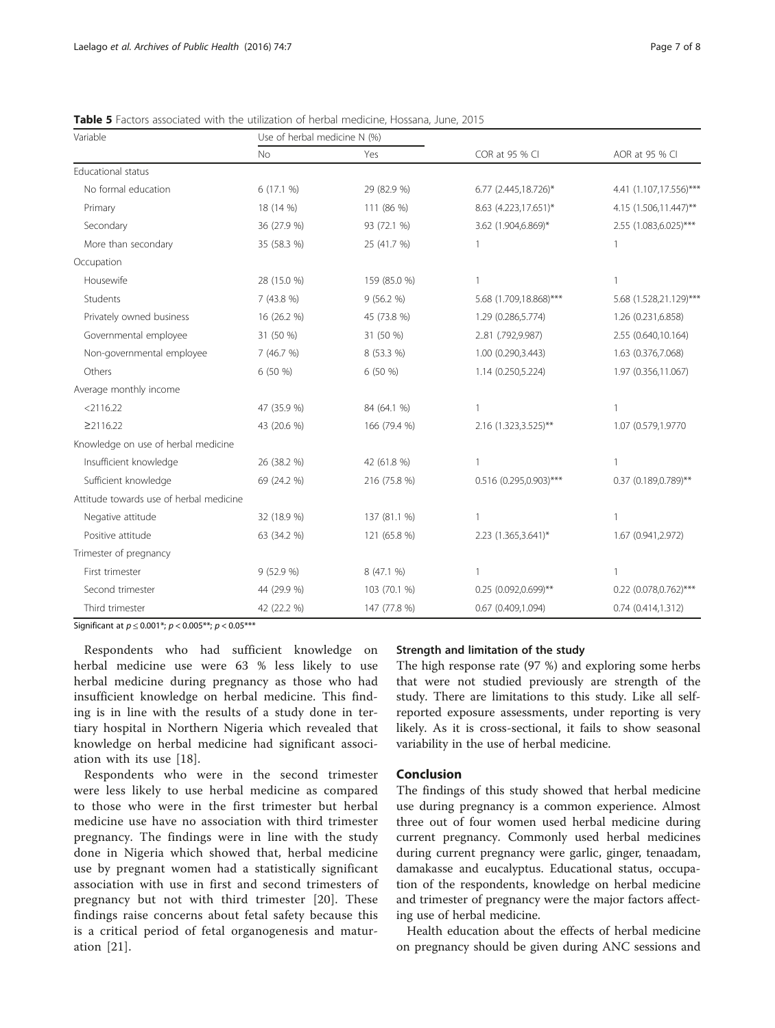**Table 5** Factors associated with the utilization of herbal medicine, Hossana, June, 2015

| Variable | Use of herbal medicine N (%) | | COR at 95 % CI | AOR at 95 % CI |
|---|---|---|---|---|
| | No | Yes | | |
| Educational status | | | | |
| No formal education | 6 (17.1 %) | 29 (82.9 %) | 6.77 (2.445,18.726)* | 4.41 (1.107,17.556)*** |
| Primary | 18 (14 %) | 111 (86 %) | 8.63 (4.223,17.651)* | 4.15 (1.506,11.447)** |
| Secondary | 36 (27.9 %) | 93 (72.1 %) | 3.62 (1.904,6.869)* | 2.55 (1.083,6.025)*** |
| More than secondary | 35 (58.3 %) | 25 (41.7 %) | 1 | 1 |
| Occupation | | | | |
| Housewife | 28 (15.0 %) | 159 (85.0 %) | 1 | 1 |
| Students | 7 (43.8 %) | 9 (56.2 %) | 5.68 (1.709,18.868)*** | 5.68 (1.528,21.129)*** |
| Privately owned business | 16 (26.2 %) | 45 (73.8 %) | 1.29 (0.286,5.774) | 1.26 (0.231,6.858) |
| Governmental employee | 31 (50 %) | 31 (50 %) | 2..81 (.792,9.987) | 2.55 (0.640,10.164) |
| Non-governmental employee | 7 (46.7 %) | 8 (53.3 %) | 1.00 (0.290,3.443) | 1.63 (0.376,7.068) |
| Others | 6 (50 %) | 6 (50 %) | 1.14 (0.250,5.224) | 1.97 (0.356,11.067) |
| Average monthly income | | | | |
| <2116.22 | 47 (35.9 %) | 84 (64.1 %) | 1 | 1 |
| ≥2116.22 | 43 (20.6 %) | 166 (79.4 %) | 2.16 (1.323,3.525)** | 1.07 (0.579,1.9770 |
| Knowledge on use of herbal medicine | | | | |
| Insufficient knowledge | 26 (38.2 %) | 42 (61.8 %) | 1 | 1 |
| Sufficient knowledge | 69 (24.2 %) | 216 (75.8 %) | 0.516 (0.295,0.903)*** | 0.37 (0.189,0.789)** |
| Attitude towards use of herbal medicine | | | | |
| Negative attitude | 32 (18.9 %) | 137 (81.1 %) | 1 | 1 |
| Positive attitude | 63 (34.2 %) | 121 (65.8 %) | 2.23 (1.365,3.641)* | 1.67 (0.941,2.972) |
| Trimester of pregnancy | | | | |
| First trimester | 9 (52.9 %) | 8 (47.1 %) | 1 | 1 |
| Second trimester | 44 (29.9 %) | 103 (70.1 %) | 0.25 (0.092,0.699)** | 0.22 (0.078,0.762)*** |
| Third trimester | 42 (22.2 %) | 147 (77.8 %) | 0.67 (0.409,1.094) | 0.74 (0.414,1.312) |

Significant at $p \leq 0.001$*; $p < 0.005$**; $p < 0.05$***

Respondents who had sufficient knowledge on herbal medicine use were 63 % less likely to use herbal medicine during pregnancy as those who had insufficient knowledge on herbal medicine. This finding is in line with the results of a study done in tertiary hospital in Northern Nigeria which revealed that knowledge on herbal medicine had significant association with its use [18].

Respondents who were in the second trimester were less likely to use herbal medicine as compared to those who were in the first trimester but herbal medicine use have no association with third trimester pregnancy. The findings were in line with the study done in Nigeria which showed that, herbal medicine use by pregnant women had a statistically significant association with use in first and second trimesters of pregnancy but not with third trimester [20]. These findings raise concerns about fetal safety because this is a critical period of fetal organogenesis and maturation [21].

### Strength and limitation of the study

The high response rate (97 %) and exploring some herbs that were not studied previously are strength of the study. There are limitations to this study. Like all self-reported exposure assessments, under reporting is very likely. As it is cross-sectional, it fails to show seasonal variability in the use of herbal medicine.

## Conclusion

The findings of this study showed that herbal medicine use during pregnancy is a common experience. Almost three out of four women used herbal medicine during current pregnancy. Commonly used herbal medicines during current pregnancy were garlic, ginger, tenaadam, damakasse and eucalyptus. Educational status, occupation of the respondents, knowledge on herbal medicine and trimester of pregnancy were the major factors affecting use of herbal medicine.

Health education about the effects of herbal medicine on pregnancy should be given during ANC sessions and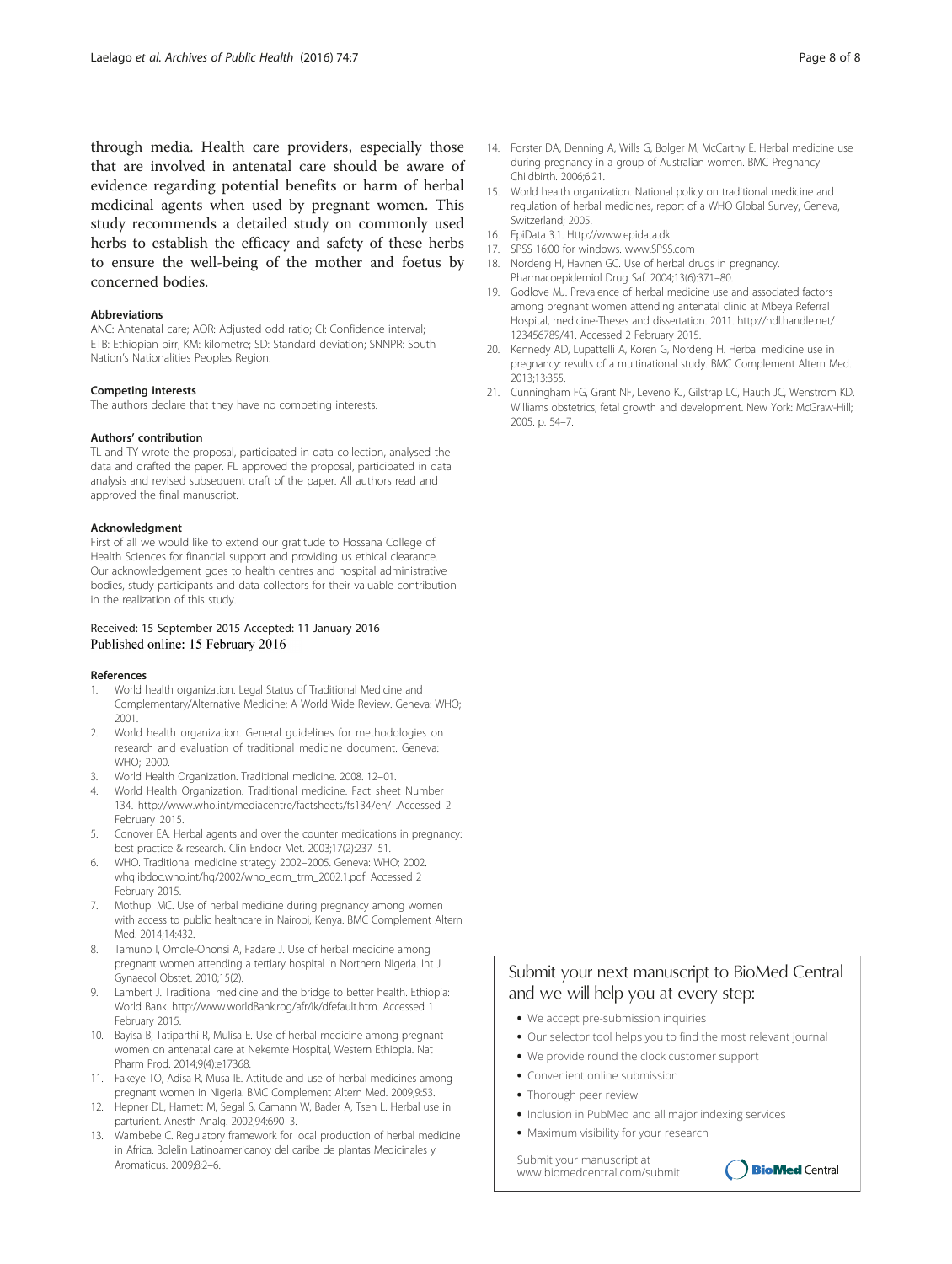through media. Health care providers, especially those that are involved in antenatal care should be aware of evidence regarding potential benefits or harm of herbal medicinal agents when used by pregnant women. This study recommends a detailed study on commonly used herbs to establish the efficacy and safety of these herbs to ensure the well-being of the mother and foetus by concerned bodies.

### Abbreviations

ANC: Antenatal care; AOR: Adjusted odd ratio; CI: Confidence interval; ETB: Ethiopian birr; KM: kilometre; SD: Standard deviation; SNNPR: South Nation's Nationalities Peoples Region.

### Competing interests

The authors declare that they have no competing interests.

### Authors' contribution

TL and TY wrote the proposal, participated in data collection, analysed the data and drafted the paper. FL approved the proposal, participated in data analysis and revised subsequent draft of the paper. All authors read and approved the final manuscript.

### Acknowledgment

First of all we would like to extend our gratitude to Hossana College of Health Sciences for financial support and providing us ethical clearance. Our acknowledgement goes to health centres and hospital administrative bodies, study participants and data collectors for their valuable contribution in the realization of this study.

Received: 15 September 2015 Accepted: 11 January 2016
Published online: 15 February 2016

### References

1. World health organization. Legal Status of Traditional Medicine and Complementary/Alternative Medicine: A World Wide Review. Geneva: WHO; 2001.
2. World health organization. General guidelines for methodologies on research and evaluation of traditional medicine document. Geneva: WHO; 2000.
3. World Health Organization. Traditional medicine. 2008. 12–01.
4. World Health Organization. Traditional medicine. Fact sheet Number 134. http://www.who.int/mediacentre/factsheets/fs134/en/ .Accessed 2 February 2015.
5. Conover EA. Herbal agents and over the counter medications in pregnancy: best practice & research. Clin Endocr Met. 2003;17(2):237–51.
6. WHO. Traditional medicine strategy 2002–2005. Geneva: WHO; 2002. whqlibdoc.who.int/hq/2002/who_edm_trm_2002.1.pdf. Accessed 2 February 2015.
7. Mothupi MC. Use of herbal medicine during pregnancy among women with access to public healthcare in Nairobi, Kenya. BMC Complement Altern Med. 2014;14:432.
8. Tamuno I, Omole-Ohonsi A, Fadare J. Use of herbal medicine among pregnant women attending a tertiary hospital in Northern Nigeria. Int J Gynaecol Obstet. 2010;15(2).
9. Lambert J. Traditional medicine and the bridge to better health. Ethiopia: World Bank. http://www.worldBank.rog/afr/ik/dfefault.htm. Accessed 1 February 2015.
10. Bayisa B, Tatiparthi R, Mulisa E. Use of herbal medicine among pregnant women on antenatal care at Nekemte Hospital, Western Ethiopia. Nat Pharm Prod. 2014;9(4):e17368.
11. Fakeye TO, Adisa R, Musa IE. Attitude and use of herbal medicines among pregnant women in Nigeria. BMC Complement Altern Med. 2009;9:53.
12. Hepner DL, Harnett M, Segal S, Camann W, Bader A, Tsen L. Herbal use in parturient. Anesth Analg. 2002;94:690–3.
13. Wambebe C. Regulatory framework for local production of herbal medicine in Africa. Bolelin Latinoamericanoy del caribe de plantas Medicinales y Aromaticus. 2009;8:2–6.
14. Forster DA, Denning A, Wills G, Bolger M, McCarthy E. Herbal medicine use during pregnancy in a group of Australian women. BMC Pregnancy Childbirth. 2006;6:21.
15. World health organization. National policy on traditional medicine and regulation of herbal medicines, report of a WHO Global Survey, Geneva, Switzerland; 2005.
16. EpiData 3.1. Http://www.epidata.dk
17. SPSS 16:00 for windows. www.SPSS.com
18. Nordeng H, Havnen GC. Use of herbal drugs in pregnancy. Pharmacoepidemiol Drug Saf. 2004;13(6):371–80.
19. Godlove MJ. Prevalence of herbal medicine use and associated factors among pregnant women attending antenatal clinic at Mbeya Referral Hospital, medicine-Theses and dissertation. 2011. http://hdl.handle.net/123456789/41. Accessed 2 February 2015.
20. Kennedy AD, Lupattelli A, Koren G, Nordeng H. Herbal medicine use in pregnancy: results of a multinational study. BMC Complement Altern Med. 2013;13:355.
21. Cunningham FG, Grant NF, Leveno KJ, Gilstrap LC, Hauth JC, Wenstrom KD. Williams obstetrics, fetal growth and development. New York: McGraw-Hill; 2005. p. 54–7.

Submit your next manuscript to BioMed Central and we will help you at every step:

- We accept pre-submission inquiries
- Our selector tool helps you to find the most relevant journal
- We provide round the clock customer support
- Convenient online submission
- Thorough peer review
- Inclusion in PubMed and all major indexing services
- Maximum visibility for your research

Submit your manuscript at www.biomedcentral.com/submit

BioMed Central